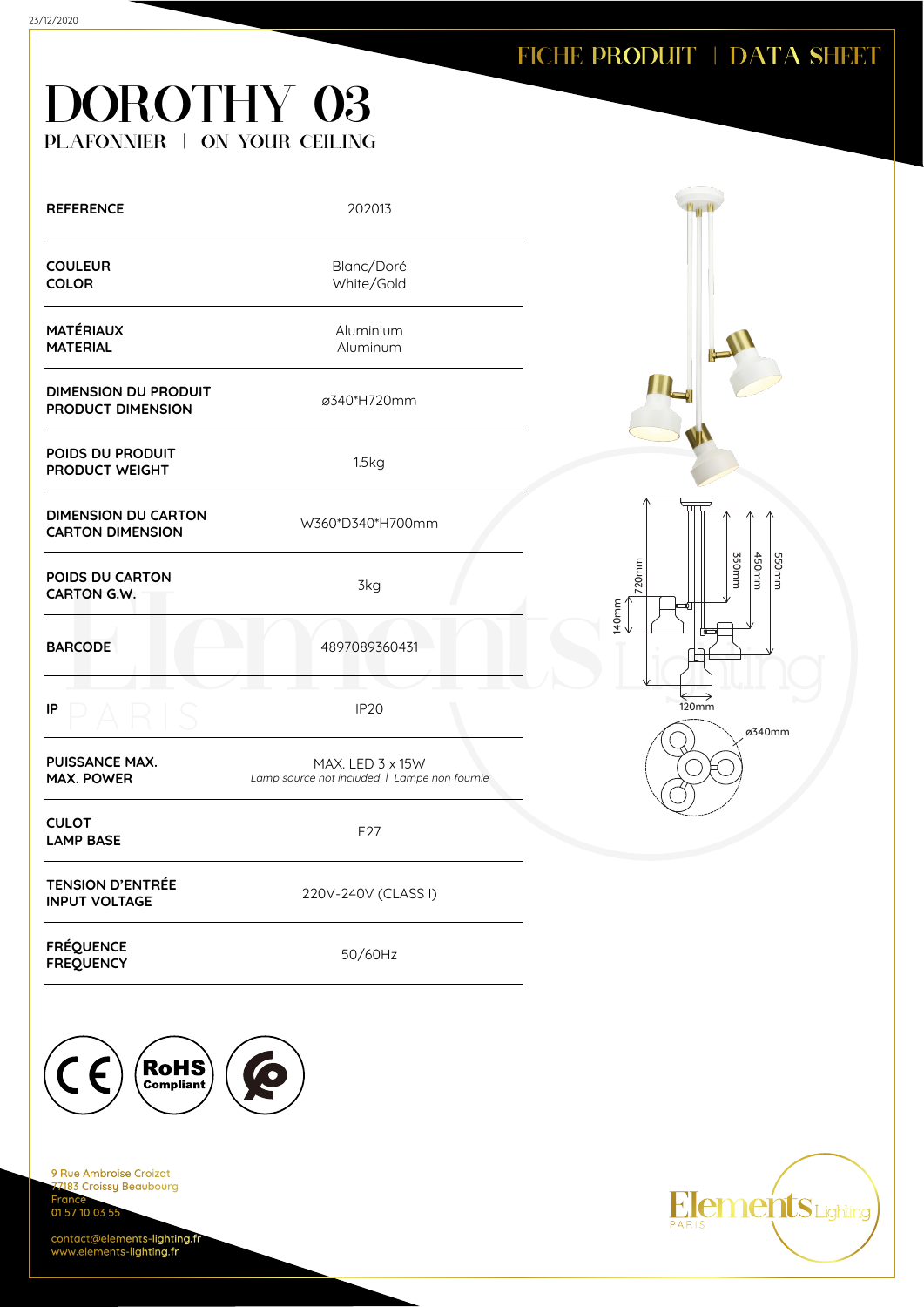23/12/2020

FICHE PRODUIT | DATA SHEET

# DOROTHY 03

PLAFONNIER | ON YOUR CEILING

| | |
|---|---|
| **REFERENCE** | 202013 |
| **COULEUR**<br>**COLOR** | Blanc/Doré<br>White/Gold |
| **MATÉRIAUX**<br>**MATERIAL** | Aluminium<br>Aluminum |
| **DIMENSION DU PRODUIT**<br>**PRODUCT DIMENSION** | ø340*H720mm |
| **POIDS DU PRODUIT**<br>**PRODUCT WEIGHT** | 1.5kg |
| **DIMENSION DU CARTON**<br>**CARTON DIMENSION** | W360*D340*H700mm |
| **POIDS DU CARTON**<br>**CARTON G.W.** | 3kg |
| **BARCODE** | 4897089360431 |
| **IP** | IP20 |
| **PUISSANCE MAX.**<br>**MAX. POWER** | MAX. LED 3 x 15W<br>*Lamp source not included \| Lampe non fournie* |
| **CULOT**<br>**LAMP BASE** | E27 |
| **TENSION D'ENTRÉE**<br>**INPUT VOLTAGE** | 220V-240V (CLASS I) |
| **FRÉQUENCE**<br>**FREQUENCY** | 50/60Hz |

720mm, 140mm, 350mm, 450mm, 550mm, 120mm, ø340mm

9 Rue Ambroise Croizat
77183 Croissy Beaubourg
France
01 57 10 03 55

contact@elements-lighting.fr
www.elements-lighting.fr

Elements Lighting PARIS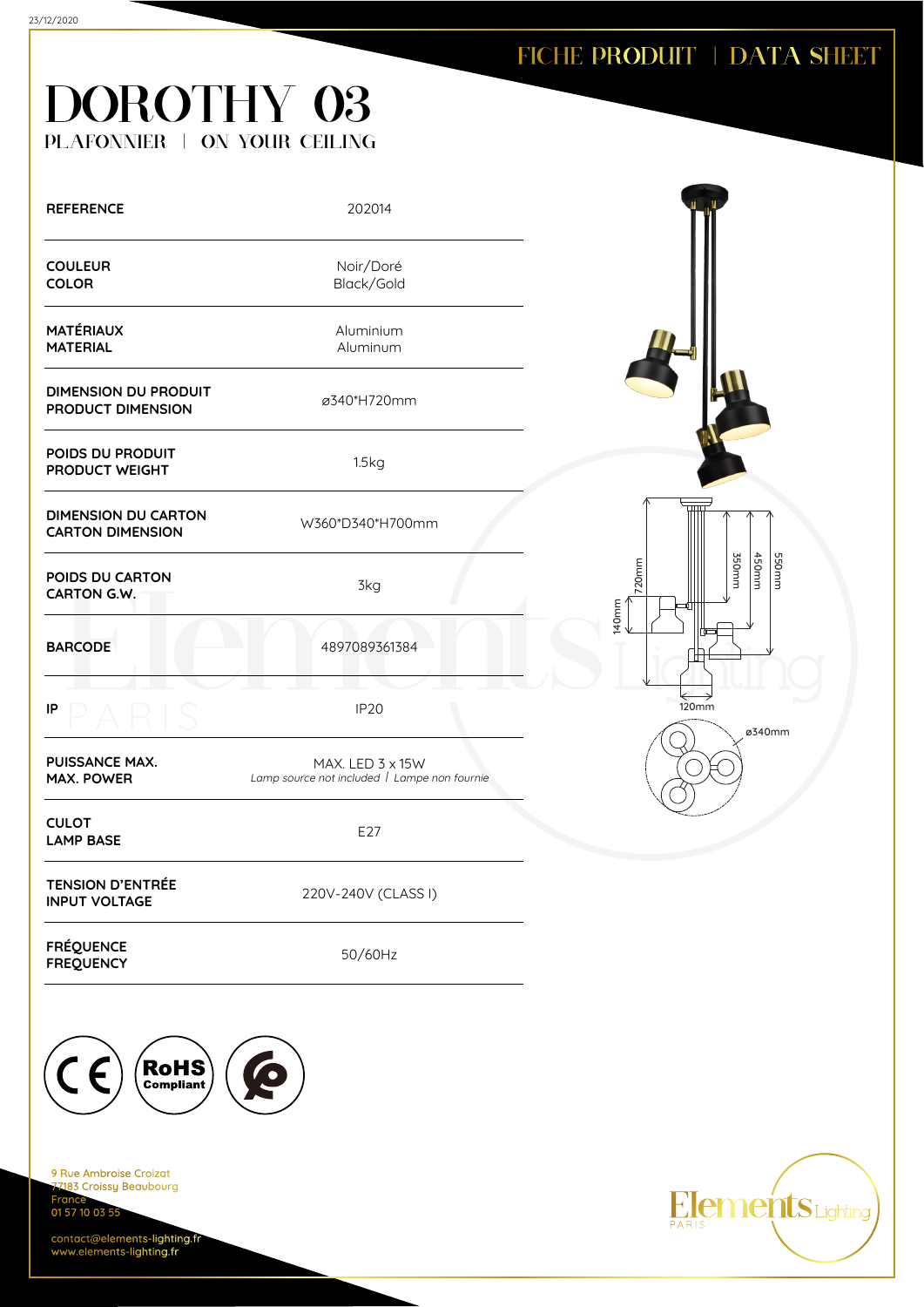FICHE PRODUIT | DATA SHEET

# DOROTHY 03

PLAFONNIER | ON YOUR CEILING

| | |
|---|---|
| **REFERENCE** | 202014 |
| **COULEUR**<br>**COLOR** | Noir/Doré<br>Black/Gold |
| **MATÉRIAUX**<br>**MATERIAL** | Aluminium<br>Aluminum |
| **DIMENSION DU PRODUIT**<br>**PRODUCT DIMENSION** | ø340*H720mm |
| **POIDS DU PRODUIT**<br>**PRODUCT WEIGHT** | 1.5kg |
| **DIMENSION DU CARTON**<br>**CARTON DIMENSION** | W360*D340*H700mm |
| **POIDS DU CARTON**<br>**CARTON G.W.** | 3kg |
| **BARCODE** | 4897089361384 |
| **IP** | IP20 |
| **PUISSANCE MAX.**<br>**MAX. POWER** | MAX. LED 3 x 15W<br>*Lamp source not included \| Lampe non fournie* |
| **CULOT**<br>**LAMP BASE** | E27 |
| **TENSION D'ENTRÉE**<br>**INPUT VOLTAGE** | 220V-240V (CLASS I) |
| **FRÉQUENCE**<br>**FREQUENCY** | 50/60Hz |

720mm 140mm 350mm 450mm 550mm 120mm ø340mm

9 Rue Ambroise Croizat
77183 Croissy Beaubourg
France
01 57 10 03 55

contact@elements-lighting.fr
www.elements-lighting.fr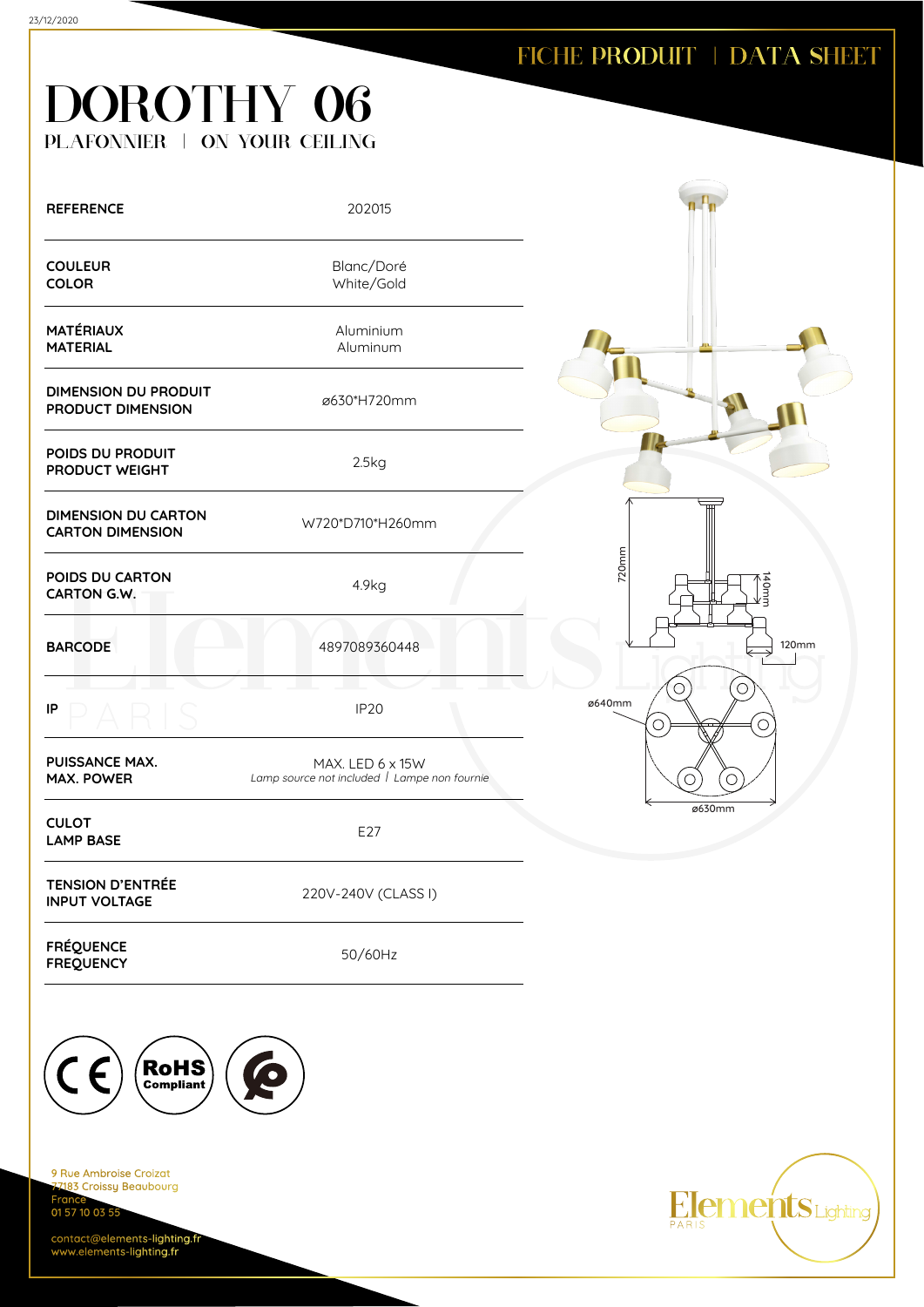# DOROTHY 06

PLAFONNIER | ON YOUR CEILING

FICHE PRODUIT | DATA SHEET

| | |
|---|---|
| **REFERENCE** | 202015 |
| **COULEUR**<br>**COLOR** | Blanc/Doré<br>White/Gold |
| **MATÉRIAUX**<br>**MATERIAL** | Aluminium<br>Aluminum |
| **DIMENSION DU PRODUIT**<br>**PRODUCT DIMENSION** | ø630*H720mm |
| **POIDS DU PRODUIT**<br>**PRODUCT WEIGHT** | 2.5kg |
| **DIMENSION DU CARTON**<br>**CARTON DIMENSION** | W720*D710*H260mm |
| **POIDS DU CARTON**<br>**CARTON G.W.** | 4.9kg |
| **BARCODE** | 4897089360448 |
| **IP** | IP20 |
| **PUISSANCE MAX.**<br>**MAX. POWER** | MAX. LED 6 x 15W<br>*Lamp source not included \| Lampe non fournie* |
| **CULOT**<br>**LAMP BASE** | E27 |
| **TENSION D'ENTRÉE**<br>**INPUT VOLTAGE** | 220V-240V (CLASS I) |
| **FRÉQUENCE**<br>**FREQUENCY** | 50/60Hz |

720mm  140mm  120mm  ø640mm  ø630mm

9 Rue Ambroise Croizat
77183 Croissy Beaubourg
France
01 57 10 03 55

contact@elements-lighting.fr
www.elements-lighting.fr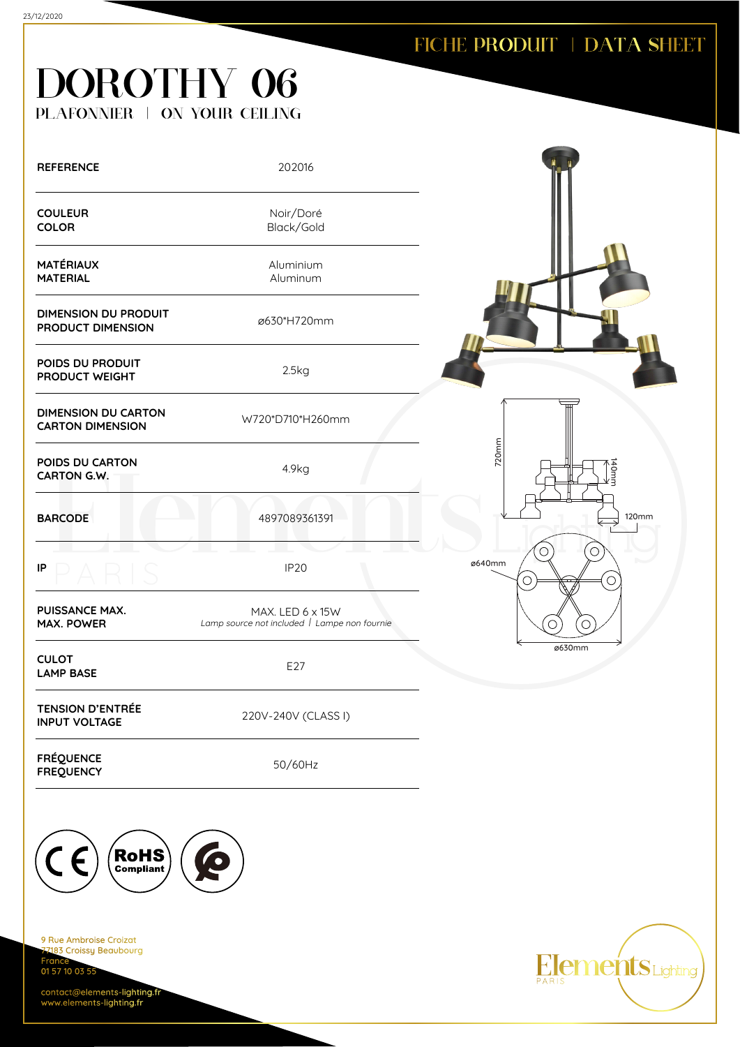FICHE PRODUIT | DATA SHEET

# DOROTHY 06

PLAFONNIER | ON YOUR CEILING

| | |
|---|---|
| **REFERENCE** | 202016 |
| **COULEUR**<br>**COLOR** | Noir/Doré<br>Black/Gold |
| **MATÉRIAUX**<br>**MATERIAL** | Aluminium<br>Aluminum |
| **DIMENSION DU PRODUIT**<br>**PRODUCT DIMENSION** | ø630*H720mm |
| **POIDS DU PRODUIT**<br>**PRODUCT WEIGHT** | 2.5kg |
| **DIMENSION DU CARTON**<br>**CARTON DIMENSION** | W720*D710*H260mm |
| **POIDS DU CARTON**<br>**CARTON G.W.** | 4.9kg |
| **BARCODE** | 4897089361391 |
| **IP** | IP20 |
| **PUISSANCE MAX.**<br>**MAX. POWER** | MAX. LED 6 x 15W<br>*Lamp source not included \| Lampe non fournie* |
| **CULOT**<br>**LAMP BASE** | E27 |
| **TENSION D'ENTRÉE**<br>**INPUT VOLTAGE** | 220V-240V (CLASS I) |
| **FRÉQUENCE**<br>**FREQUENCY** | 50/60Hz |

720mm
140mm
120mm
ø640mm
ø630mm

9 Rue Ambroise Croizat
77183 Croissy Beaubourg
France
01 57 10 03 55

contact@elements-lighting.fr
www.elements-lighting.fr